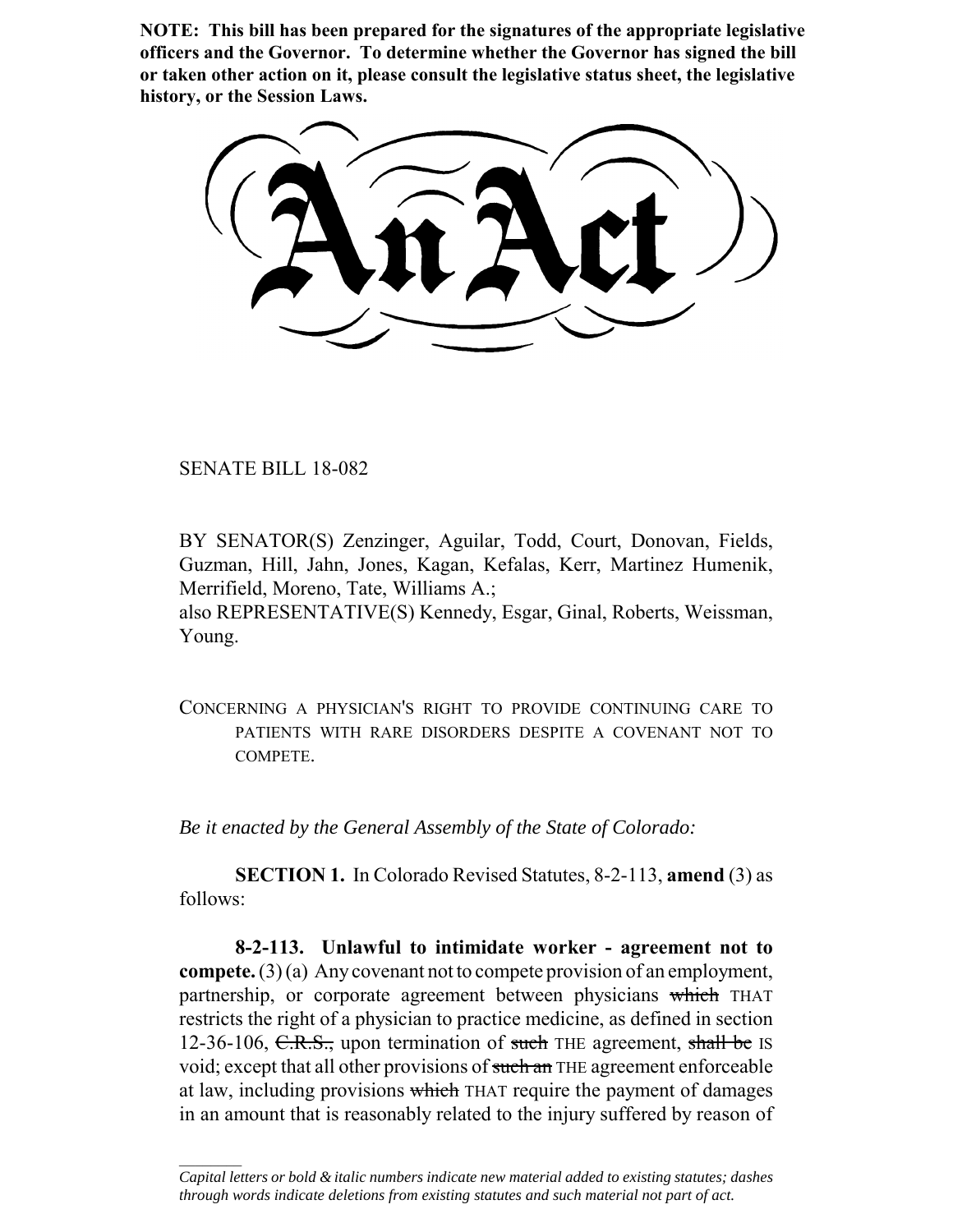**NOTE: This bill has been prepared for the signatures of the appropriate legislative officers and the Governor. To determine whether the Governor has signed the bill or taken other action on it, please consult the legislative status sheet, the legislative history, or the Session Laws.**

# An Act

SENATE BILL 18-082

BY SENATOR(S) Zenzinger, Aguilar, Todd, Court, Donovan, Fields, Guzman, Hill, Jahn, Jones, Kagan, Kefalas, Kerr, Martinez Humenik, Merrifield, Moreno, Tate, Williams A.;
also REPRESENTATIVE(S) Kennedy, Esgar, Ginal, Roberts, Weissman, Young.

CONCERNING A PHYSICIAN'S RIGHT TO PROVIDE CONTINUING CARE TO PATIENTS WITH RARE DISORDERS DESPITE A COVENANT NOT TO COMPETE.

*Be it enacted by the General Assembly of the State of Colorado:*

**SECTION 1.** In Colorado Revised Statutes, 8-2-113, **amend** (3) as follows:

**8-2-113. Unlawful to intimidate worker - agreement not to compete.** (3) (a) Any covenant not to compete provision of an employment, partnership, or corporate agreement between physicians ~~which~~ THAT restricts the right of a physician to practice medicine, as defined in section 12-36-106, ~~C.R.S.,~~ upon termination of ~~such~~ THE agreement, ~~shall be~~ IS void; except that all other provisions of ~~such an~~ THE agreement enforceable at law, including provisions ~~which~~ THAT require the payment of damages in an amount that is reasonably related to the injury suffered by reason of

*Capital letters or bold & italic numbers indicate new material added to existing statutes; dashes through words indicate deletions from existing statutes and such material not part of act.*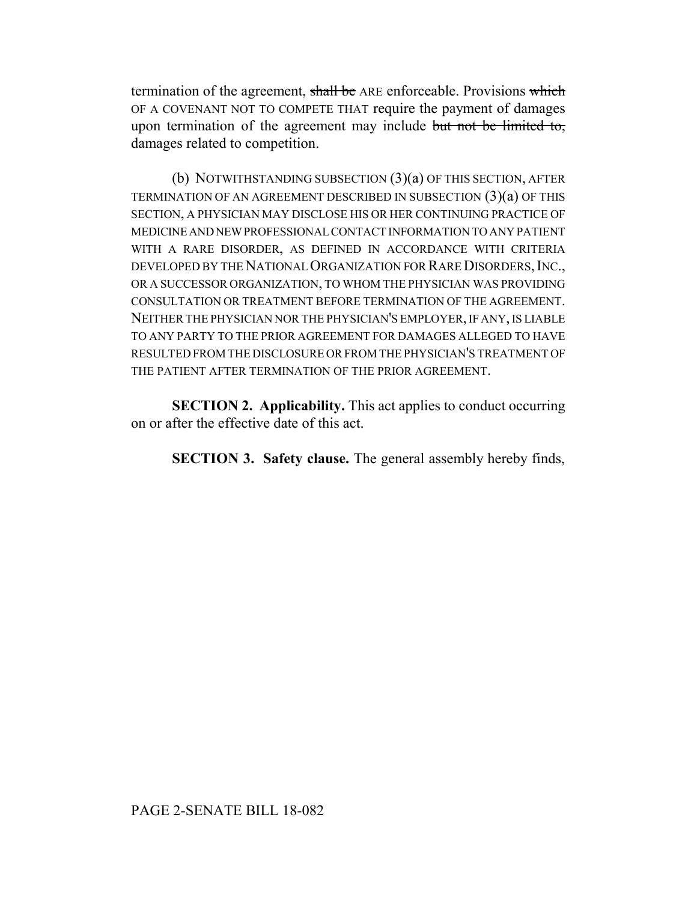termination of the agreement, ~~shall be~~ ARE enforceable. Provisions ~~which~~ OF A COVENANT NOT TO COMPETE THAT require the payment of damages upon termination of the agreement may include ~~but not be limited to,~~ damages related to competition.

(b) NOTWITHSTANDING SUBSECTION (3)(a) OF THIS SECTION, AFTER TERMINATION OF AN AGREEMENT DESCRIBED IN SUBSECTION (3)(a) OF THIS SECTION, A PHYSICIAN MAY DISCLOSE HIS OR HER CONTINUING PRACTICE OF MEDICINE AND NEW PROFESSIONAL CONTACT INFORMATION TO ANY PATIENT WITH A RARE DISORDER, AS DEFINED IN ACCORDANCE WITH CRITERIA DEVELOPED BY THE NATIONAL ORGANIZATION FOR RARE DISORDERS, INC., OR A SUCCESSOR ORGANIZATION, TO WHOM THE PHYSICIAN WAS PROVIDING CONSULTATION OR TREATMENT BEFORE TERMINATION OF THE AGREEMENT. NEITHER THE PHYSICIAN NOR THE PHYSICIAN'S EMPLOYER, IF ANY, IS LIABLE TO ANY PARTY TO THE PRIOR AGREEMENT FOR DAMAGES ALLEGED TO HAVE RESULTED FROM THE DISCLOSURE OR FROM THE PHYSICIAN'S TREATMENT OF THE PATIENT AFTER TERMINATION OF THE PRIOR AGREEMENT.

**SECTION 2. Applicability.** This act applies to conduct occurring on or after the effective date of this act.

**SECTION 3. Safety clause.** The general assembly hereby finds,

PAGE 2-SENATE BILL 18-082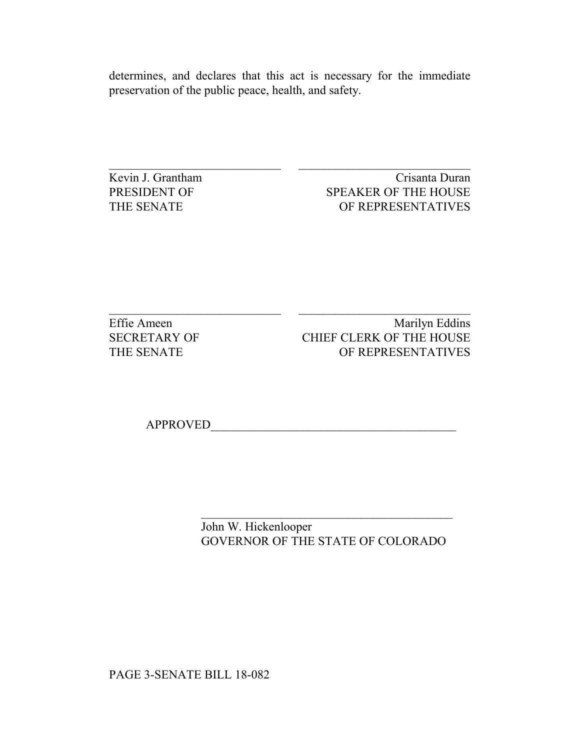determines, and declares that this act is necessary for the immediate preservation of the public peace, health, and safety.

____________________________ ____________________________
Kevin J. Grantham Crisanta Duran
PRESIDENT OF SPEAKER OF THE HOUSE
THE SENATE OF REPRESENTATIVES

____________________________ ____________________________
Effie Ameen Marilyn Eddins
SECRETARY OF CHIEF CLERK OF THE HOUSE
THE SENATE OF REPRESENTATIVES

APPROVED________________________________________

_________________________________________
John W. Hickenlooper
GOVERNOR OF THE STATE OF COLORADO

PAGE 3-SENATE BILL 18-082